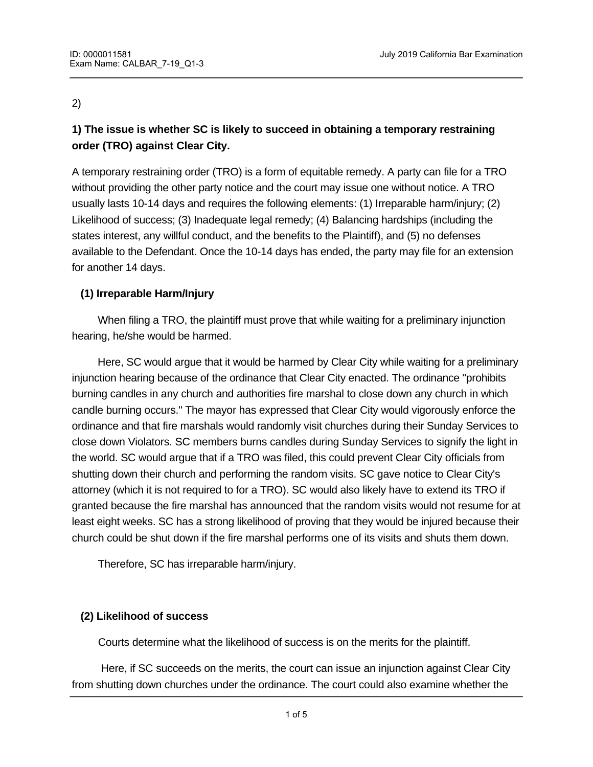2)

**1) The issue is whether SC is likely to succeed in obtaining a temporary restraining order (TRO) against Clear City.**

A temporary restraining order (TRO) is a form of equitable remedy. A party can file for a TRO without providing the other party notice and the court may issue one without notice. A TRO usually lasts 10-14 days and requires the following elements: (1) Irreparable harm/injury; (2) Likelihood of success; (3) Inadequate legal remedy; (4) Balancing hardships (including the states interest, any willful conduct, and the benefits to the Plaintiff), and (5) no defenses available to the Defendant. Once the 10-14 days has ended, the party may file for an extension for another 14 days.

**(1) Irreparable Harm/Injury**

When filing a TRO, the plaintiff must prove that while waiting for a preliminary injunction hearing, he/she would be harmed.

Here, SC would argue that it would be harmed by Clear City while waiting for a preliminary injunction hearing because of the ordinance that Clear City enacted. The ordinance "prohibits burning candles in any church and authorities fire marshal to close down any church in which candle burning occurs." The mayor has expressed that Clear City would vigorously enforce the ordinance and that fire marshals would randomly visit churches during their Sunday Services to close down Violators. SC members burns candles during Sunday Services to signify the light in the world. SC would argue that if a TRO was filed, this could prevent Clear City officials from shutting down their church and performing the random visits. SC gave notice to Clear City's attorney (which it is not required to for a TRO). SC would also likely have to extend its TRO if granted because the fire marshal has announced that the random visits would not resume for at least eight weeks. SC has a strong likelihood of proving that they would be injured because their church could be shut down if the fire marshal performs one of its visits and shuts them down.

Therefore, SC has irreparable harm/injury.

**(2) Likelihood of success**

Courts determine what the likelihood of success is on the merits for the plaintiff.

Here, if SC succeeds on the merits, the court can issue an injunction against Clear City from shutting down churches under the ordinance. The court could also examine whether the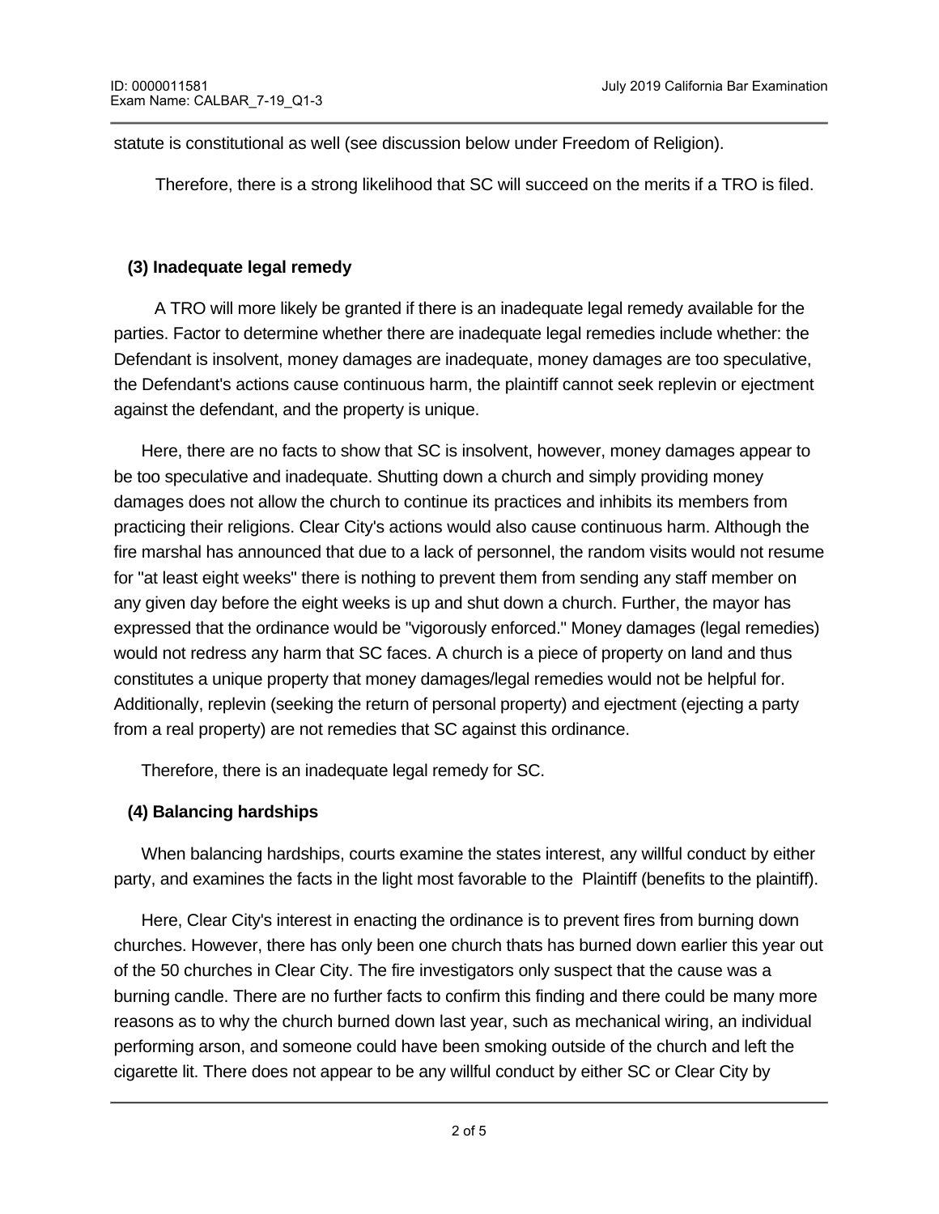statute is constitutional as well (see discussion below under Freedom of Religion).

Therefore, there is a strong likelihood that SC will succeed on the merits if a TRO is filed.

**(3) Inadequate legal remedy**

A TRO will more likely be granted if there is an inadequate legal remedy available for the parties. Factor to determine whether there are inadequate legal remedies include whether: the Defendant is insolvent, money damages are inadequate, money damages are too speculative, the Defendant's actions cause continuous harm, the plaintiff cannot seek replevin or ejectment against the defendant, and the property is unique.

Here, there are no facts to show that SC is insolvent, however, money damages appear to be too speculative and inadequate. Shutting down a church and simply providing money damages does not allow the church to continue its practices and inhibits its members from practicing their religions. Clear City's actions would also cause continuous harm. Although the fire marshal has announced that due to a lack of personnel, the random visits would not resume for "at least eight weeks" there is nothing to prevent them from sending any staff member on any given day before the eight weeks is up and shut down a church. Further, the mayor has expressed that the ordinance would be "vigorously enforced." Money damages (legal remedies) would not redress any harm that SC faces. A church is a piece of property on land and thus constitutes a unique property that money damages/legal remedies would not be helpful for. Additionally, replevin (seeking the return of personal property) and ejectment (ejecting a party from a real property) are not remedies that SC against this ordinance.

Therefore, there is an inadequate legal remedy for SC.

**(4) Balancing hardships**

When balancing hardships, courts examine the states interest, any willful conduct by either party, and examines the facts in the light most favorable to the Plaintiff (benefits to the plaintiff).

Here, Clear City's interest in enacting the ordinance is to prevent fires from burning down churches. However, there has only been one church thats has burned down earlier this year out of the 50 churches in Clear City. The fire investigators only suspect that the cause was a burning candle. There are no further facts to confirm this finding and there could be many more reasons as to why the church burned down last year, such as mechanical wiring, an individual performing arson, and someone could have been smoking outside of the church and left the cigarette lit. There does not appear to be any willful conduct by either SC or Clear City by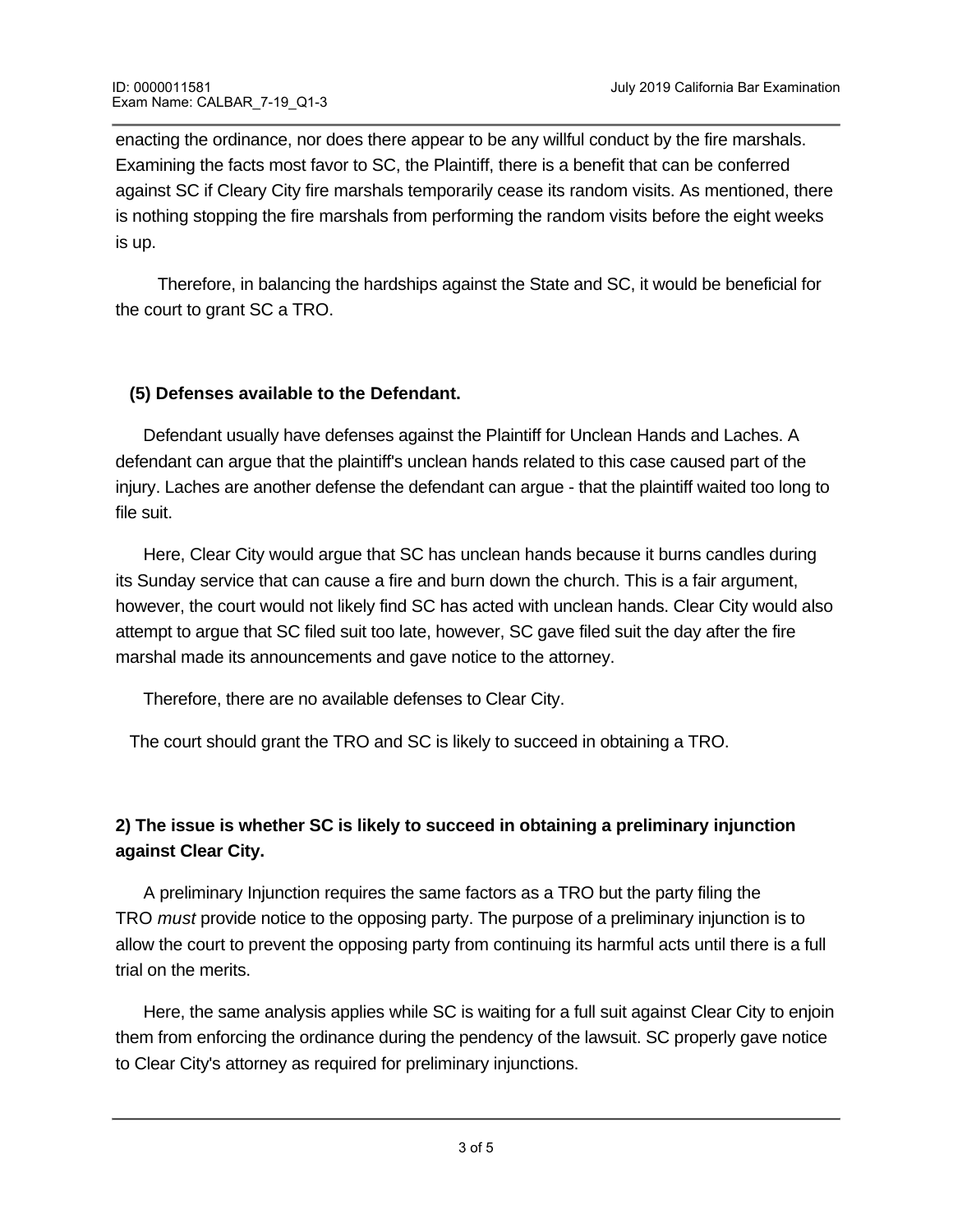enacting the ordinance, nor does there appear to be any willful conduct by the fire marshals. Examining the facts most favor to SC, the Plaintiff, there is a benefit that can be conferred against SC if Cleary City fire marshals temporarily cease its random visits. As mentioned, there is nothing stopping the fire marshals from performing the random visits before the eight weeks is up.

Therefore, in balancing the hardships against the State and SC, it would be beneficial for the court to grant SC a TRO.

**(5) Defenses available to the Defendant.**

Defendant usually have defenses against the Plaintiff for Unclean Hands and Laches. A defendant can argue that the plaintiff's unclean hands related to this case caused part of the injury. Laches are another defense the defendant can argue - that the plaintiff waited too long to file suit.

Here, Clear City would argue that SC has unclean hands because it burns candles during its Sunday service that can cause a fire and burn down the church. This is a fair argument, however, the court would not likely find SC has acted with unclean hands. Clear City would also attempt to argue that SC filed suit too late, however, SC gave filed suit the day after the fire marshal made its announcements and gave notice to the attorney.

Therefore, there are no available defenses to Clear City.

The court should grant the TRO and SC is likely to succeed in obtaining a TRO.

**2) The issue is whether SC is likely to succeed in obtaining a preliminary injunction against Clear City.**

A preliminary Injunction requires the same factors as a TRO but the party filing the TRO *must* provide notice to the opposing party. The purpose of a preliminary injunction is to allow the court to prevent the opposing party from continuing its harmful acts until there is a full trial on the merits.

Here, the same analysis applies while SC is waiting for a full suit against Clear City to enjoin them from enforcing the ordinance during the pendency of the lawsuit. SC properly gave notice to Clear City's attorney as required for preliminary injunctions.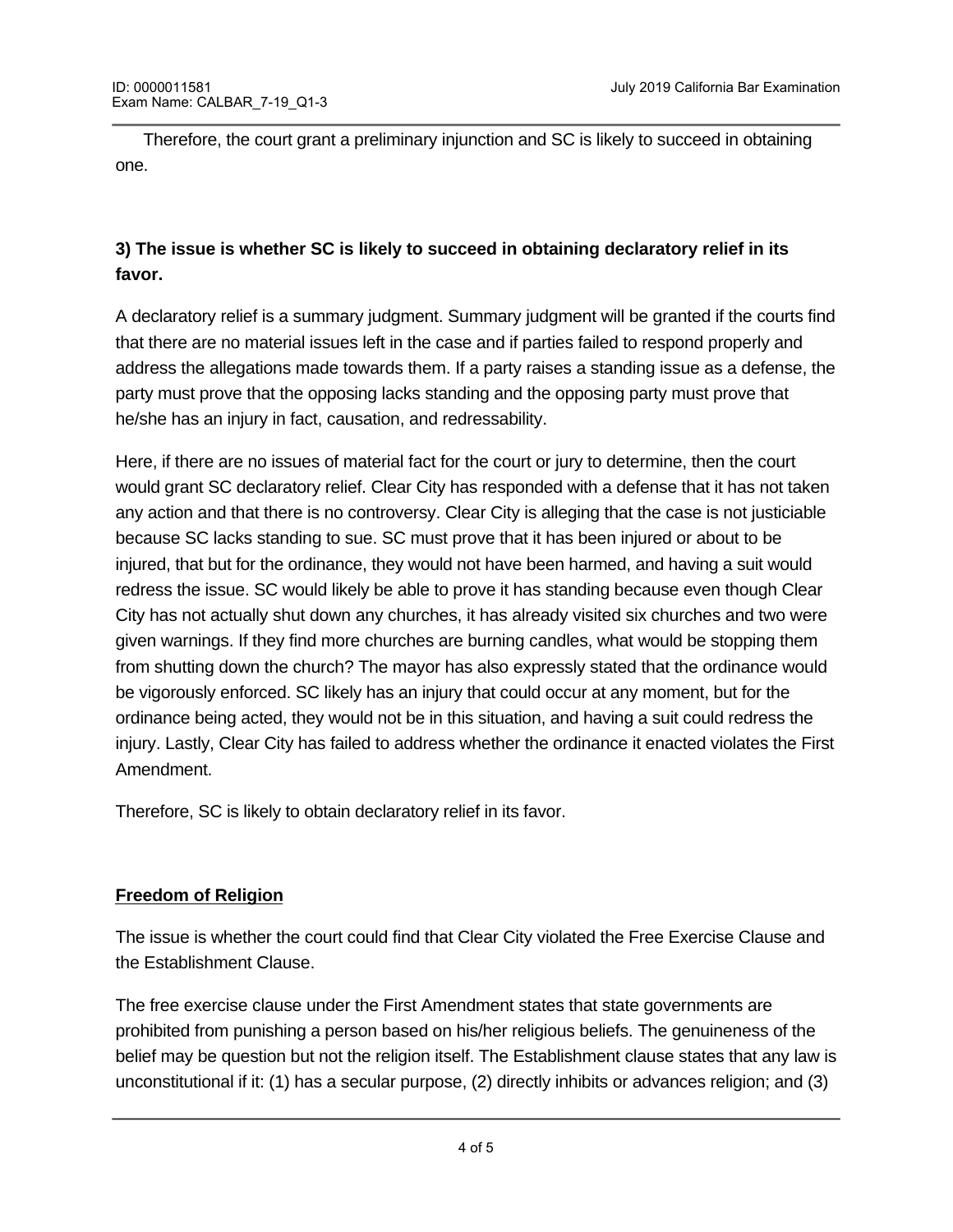Therefore, the court grant a preliminary injunction and SC is likely to succeed in obtaining one.

**3) The issue is whether SC is likely to succeed in obtaining declaratory relief in its favor.**

A declaratory relief is a summary judgment. Summary judgment will be granted if the courts find that there are no material issues left in the case and if parties failed to respond properly and address the allegations made towards them. If a party raises a standing issue as a defense, the party must prove that the opposing lacks standing and the opposing party must prove that he/she has an injury in fact, causation, and redressability.

Here, if there are no issues of material fact for the court or jury to determine, then the court would grant SC declaratory relief. Clear City has responded with a defense that it has not taken any action and that there is no controversy. Clear City is alleging that the case is not justiciable because SC lacks standing to sue. SC must prove that it has been injured or about to be injured, that but for the ordinance, they would not have been harmed, and having a suit would redress the issue. SC would likely be able to prove it has standing because even though Clear City has not actually shut down any churches, it has already visited six churches and two were given warnings. If they find more churches are burning candles, what would be stopping them from shutting down the church? The mayor has also expressly stated that the ordinance would be vigorously enforced. SC likely has an injury that could occur at any moment, but for the ordinance being acted, they would not be in this situation, and having a suit could redress the injury. Lastly, Clear City has failed to address whether the ordinance it enacted violates the First Amendment.

Therefore, SC is likely to obtain declaratory relief in its favor.

**Freedom of Religion**

The issue is whether the court could find that Clear City violated the Free Exercise Clause and the Establishment Clause.

The free exercise clause under the First Amendment states that state governments are prohibited from punishing a person based on his/her religious beliefs. The genuineness of the belief may be question but not the religion itself. The Establishment clause states that any law is unconstitutional if it: (1) has a secular purpose, (2) directly inhibits or advances religion; and (3)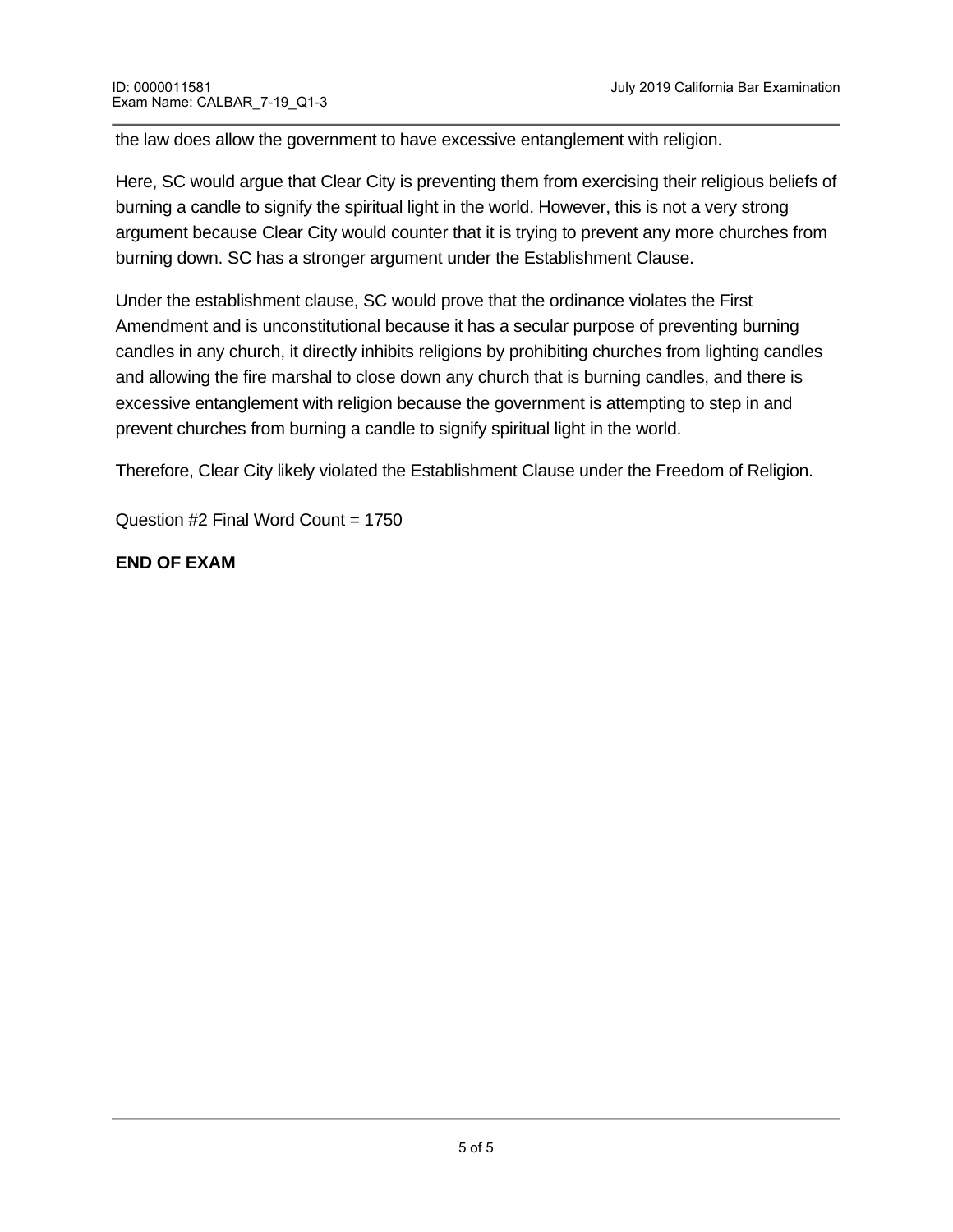the law does allow the government to have excessive entanglement with religion.

Here, SC would argue that Clear City is preventing them from exercising their religious beliefs of burning a candle to signify the spiritual light in the world. However, this is not a very strong argument because Clear City would counter that it is trying to prevent any more churches from burning down. SC has a stronger argument under the Establishment Clause.

Under the establishment clause, SC would prove that the ordinance violates the First Amendment and is unconstitutional because it has a secular purpose of preventing burning candles in any church, it directly inhibits religions by prohibiting churches from lighting candles and allowing the fire marshal to close down any church that is burning candles, and there is excessive entanglement with religion because the government is attempting to step in and prevent churches from burning a candle to signify spiritual light in the world.

Therefore, Clear City likely violated the Establishment Clause under the Freedom of Religion.

Question #2 Final Word Count = 1750

**END OF EXAM**